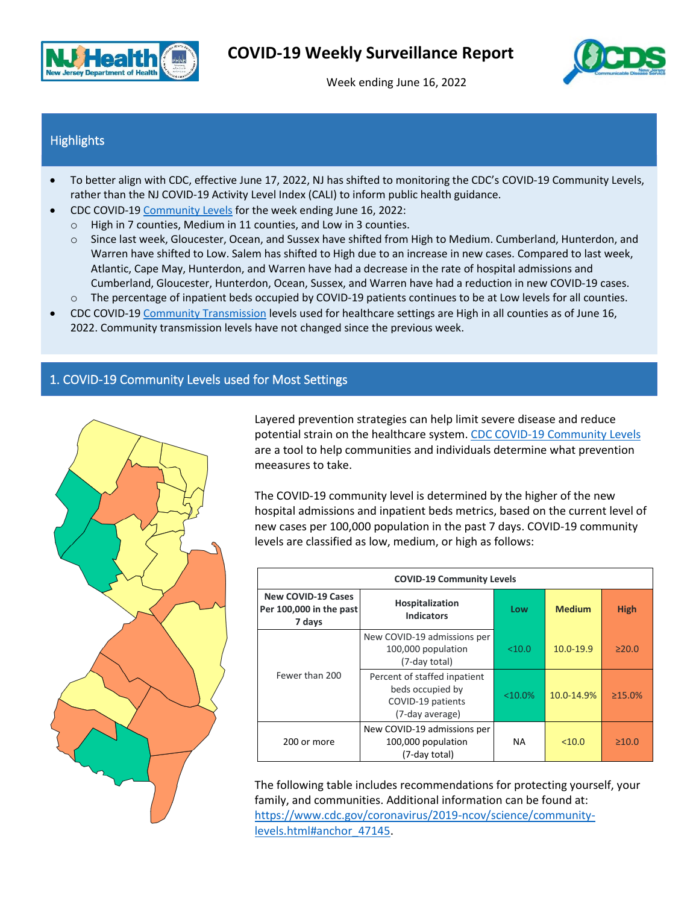# COVID-19 Weekly Surveillance Report

Week ending June 16, 2022

## Highlights

- To better align with CDC, effective June 17, 2022, NJ has shifted to monitoring the CDC's COVID-19 Community Levels, rather than the NJ COVID-19 Activity Level Index (CALI) to inform public health guidance.
- CDC COVID-19 Community Levels for the week ending June 16, 2022:
  - High in 7 counties, Medium in 11 counties, and Low in 3 counties.
  - Since last week, Gloucester, Ocean, and Sussex have shifted from High to Medium. Cumberland, Hunterdon, and Warren have shifted to Low. Salem has shifted to High due to an increase in new cases. Compared to last week, Atlantic, Cape May, Hunterdon, and Warren have had a decrease in the rate of hospital admissions and Cumberland, Gloucester, Hunterdon, Ocean, Sussex, and Warren have had a reduction in new COVID-19 cases.
  - The percentage of inpatient beds occupied by COVID-19 patients continues to be at Low levels for all counties.
- CDC COVID-19 Community Transmission levels used for healthcare settings are High in all counties as of June 16, 2022. Community transmission levels have not changed since the previous week.

## 1. COVID-19 Community Levels used for Most Settings

Layered prevention strategies can help limit severe disease and reduce potential strain on the healthcare system. CDC COVID-19 Community Levels are a tool to help communities and individuals determine what prevention meeasures to take.

The COVID-19 community level is determined by the higher of the new hospital admissions and inpatient beds metrics, based on the current level of new cases per 100,000 population in the past 7 days. COVID-19 community levels are classified as low, medium, or high as follows:

| COVID-19 Community Levels | | | | |
|---|---|---|---|---|
| **New COVID-19 Cases Per 100,000 in the past 7 days** | **Hospitalization Indicators** | **Low** | **Medium** | **High** |
| Fewer than 200 | New COVID-19 admissions per 100,000 population (7-day total) | <10.0 | 10.0-19.9 | ≥20.0 |
| | Percent of staffed inpatient beds occupied by COVID-19 patients (7-day average) | <10.0% | 10.0-14.9% | ≥15.0% |
| 200 or more | New COVID-19 admissions per 100,000 population (7-day total) | NA | <10.0 | ≥10.0 |

The following table includes recommendations for protecting yourself, your family, and communities. Additional information can be found at: https://www.cdc.gov/coronavirus/2019-ncov/science/community-levels.html#anchor_47145.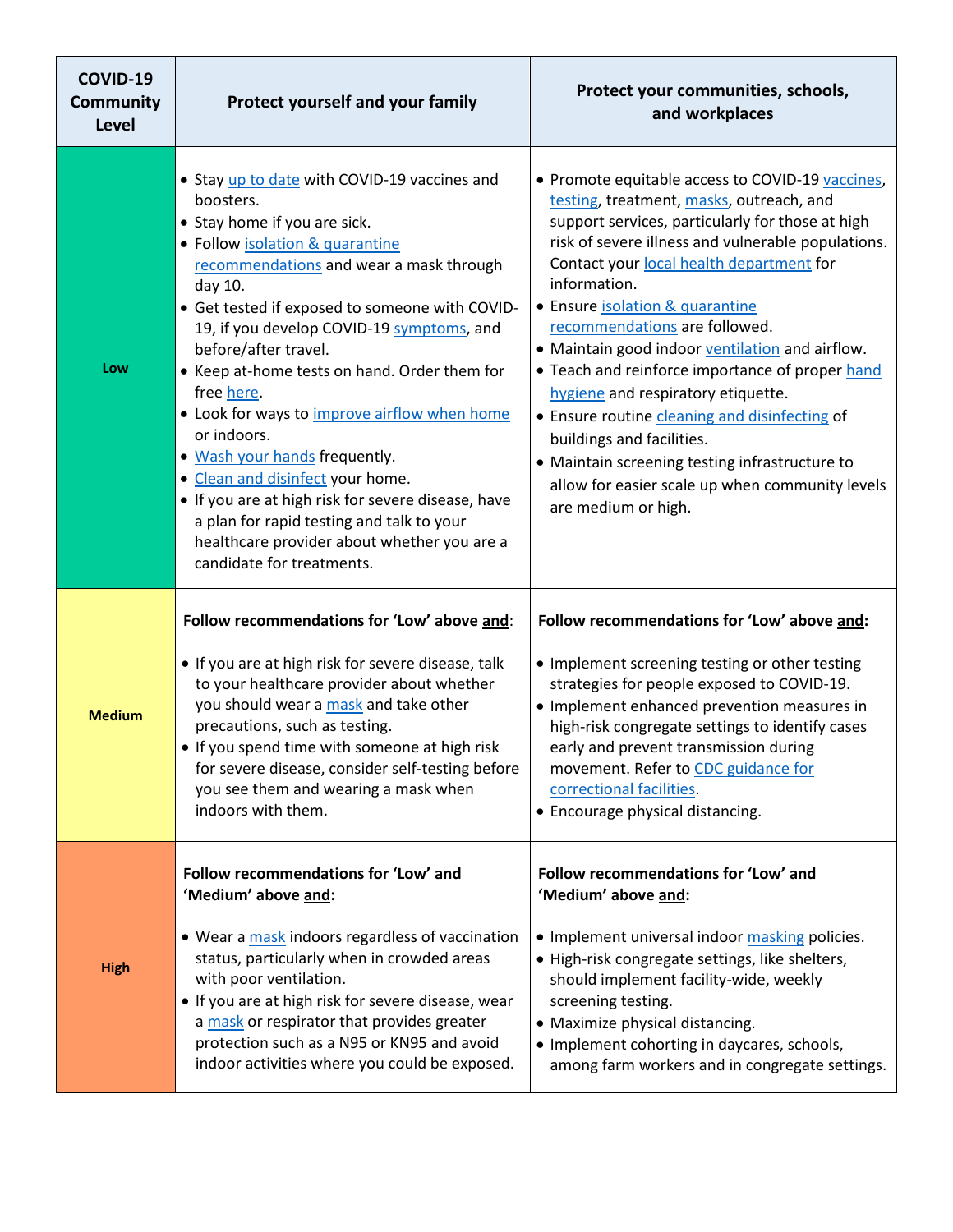| COVID-19 Community Level | Protect yourself and your family | Protect your communities, schools, and workplaces |
|---|---|---|
| **Low** | • Stay up to date with COVID-19 vaccines and boosters.<br>• Stay home if you are sick.<br>• Follow isolation & quarantine recommendations and wear a mask through day 10.<br>• Get tested if exposed to someone with COVID-19, if you develop COVID-19 symptoms, and before/after travel.<br>• Keep at-home tests on hand. Order them for free here.<br>• Look for ways to improve airflow when home or indoors.<br>• Wash your hands frequently.<br>• Clean and disinfect your home.<br>• If you are at high risk for severe disease, have a plan for rapid testing and talk to your healthcare provider about whether you are a candidate for treatments. | • Promote equitable access to COVID-19 vaccines, testing, treatment, masks, outreach, and support services, particularly for those at high risk of severe illness and vulnerable populations. Contact your local health department for information.<br>• Ensure isolation & quarantine recommendations are followed.<br>• Maintain good indoor ventilation and airflow.<br>• Teach and reinforce importance of proper hand hygiene and respiratory etiquette.<br>• Ensure routine cleaning and disinfecting of buildings and facilities.<br>• Maintain screening testing infrastructure to allow for easier scale up when community levels are medium or high. |
| **Medium** | **Follow recommendations for 'Low' above and:**<br>• If you are at high risk for severe disease, talk to your healthcare provider about whether you should wear a mask and take other precautions, such as testing.<br>• If you spend time with someone at high risk for severe disease, consider self-testing before you see them and wearing a mask when indoors with them. | **Follow recommendations for 'Low' above and:**<br>• Implement screening testing or other testing strategies for people exposed to COVID-19.<br>• Implement enhanced prevention measures in high-risk congregate settings to identify cases early and prevent transmission during movement. Refer to CDC guidance for correctional facilities.<br>• Encourage physical distancing. |
| **High** | **Follow recommendations for 'Low' and 'Medium' above and:**<br>• Wear a mask indoors regardless of vaccination status, particularly when in crowded areas with poor ventilation.<br>• If you are at high risk for severe disease, wear a mask or respirator that provides greater protection such as a N95 or KN95 and avoid indoor activities where you could be exposed. | **Follow recommendations for 'Low' and 'Medium' above and:**<br>• Implement universal indoor masking policies.<br>• High-risk congregate settings, like shelters, should implement facility-wide, weekly screening testing.<br>• Maximize physical distancing.<br>• Implement cohorting in daycares, schools, among farm workers and in congregate settings. |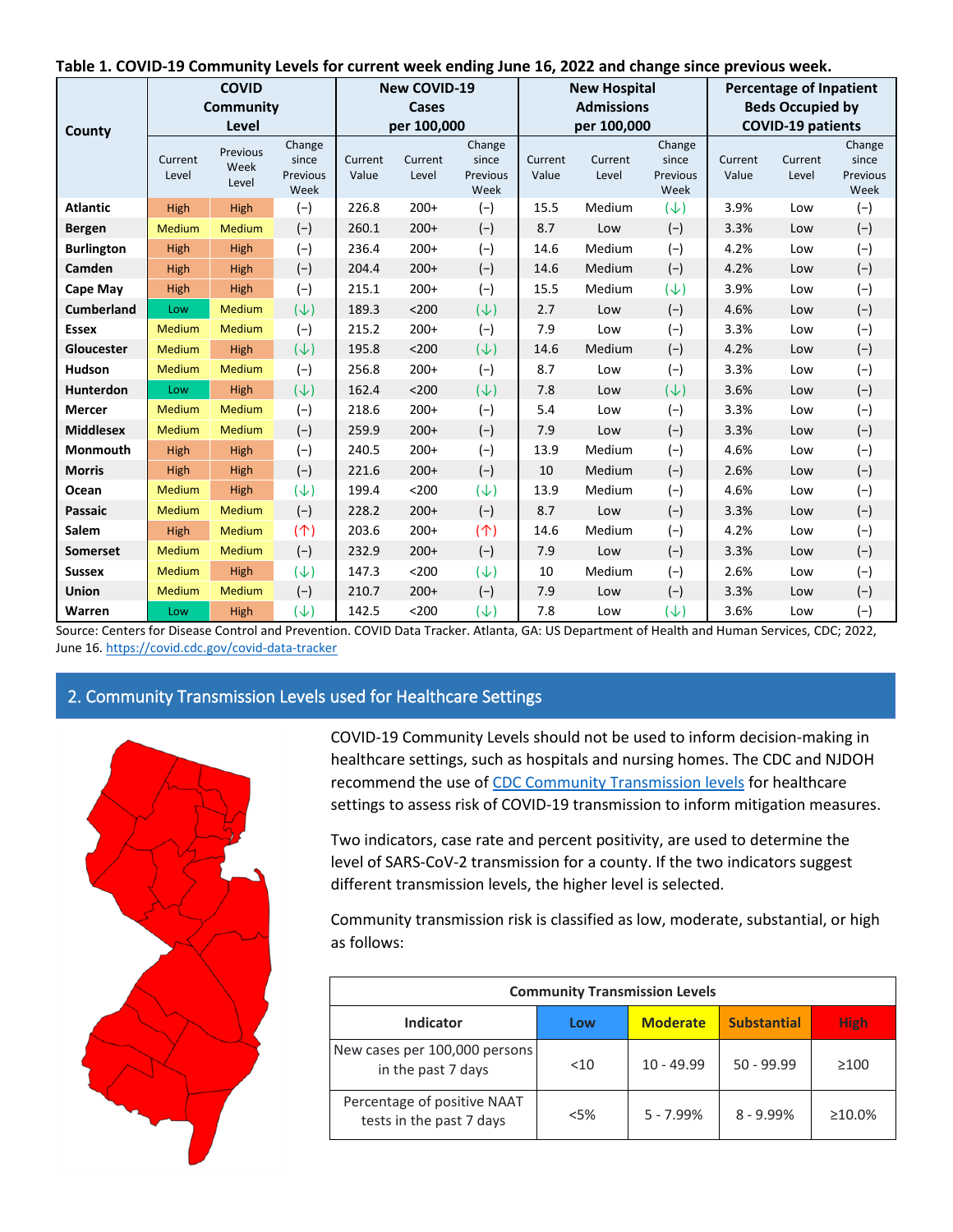**Table 1. COVID-19 Community Levels for current week ending June 16, 2022 and change since previous week.**

| County | COVID Community Level | | | New COVID-19 Cases per 100,000 | | | New Hospital Admissions per 100,000 | | | Percentage of Inpatient Beds Occupied by COVID-19 patients | | |
|---|---|---|---|---|---|---|---|---|---|---|---|---|
| | Current Level | Previous Week Level | Change since Previous Week | Current Value | Current Level | Change since Previous Week | Current Value | Current Level | Change since Previous Week | Current Value | Current Level | Change since Previous Week |
| **Atlantic** | High | High | (–) | 226.8 | 200+ | (–) | 15.5 | Medium | (↓) | 3.9% | Low | (–) |
| **Bergen** | Medium | Medium | (–) | 260.1 | 200+ | (–) | 8.7 | Low | (–) | 3.3% | Low | (–) |
| **Burlington** | High | High | (–) | 236.4 | 200+ | (–) | 14.6 | Medium | (–) | 4.2% | Low | (–) |
| **Camden** | High | High | (–) | 204.4 | 200+ | (–) | 14.6 | Medium | (–) | 4.2% | Low | (–) |
| **Cape May** | High | High | (–) | 215.1 | 200+ | (–) | 15.5 | Medium | (↓) | 3.9% | Low | (–) |
| **Cumberland** | Low | Medium | (↓) | 189.3 | <200 | (↓) | 2.7 | Low | (–) | 4.6% | Low | (–) |
| **Essex** | Medium | Medium | (–) | 215.2 | 200+ | (–) | 7.9 | Low | (–) | 3.3% | Low | (–) |
| **Gloucester** | Medium | High | (↓) | 195.8 | <200 | (↓) | 14.6 | Medium | (–) | 4.2% | Low | (–) |
| **Hudson** | Medium | Medium | (–) | 256.8 | 200+ | (–) | 8.7 | Low | (–) | 3.3% | Low | (–) |
| **Hunterdon** | Low | High | (↓) | 162.4 | <200 | (↓) | 7.8 | Low | (↓) | 3.6% | Low | (–) |
| **Mercer** | Medium | Medium | (–) | 218.6 | 200+ | (–) | 5.4 | Low | (–) | 3.3% | Low | (–) |
| **Middlesex** | Medium | Medium | (–) | 259.9 | 200+ | (–) | 7.9 | Low | (–) | 3.3% | Low | (–) |
| **Monmouth** | High | High | (–) | 240.5 | 200+ | (–) | 13.9 | Medium | (–) | 4.6% | Low | (–) |
| **Morris** | High | High | (–) | 221.6 | 200+ | (–) | 10 | Medium | (–) | 2.6% | Low | (–) |
| **Ocean** | Medium | High | (↓) | 199.4 | <200 | (↓) | 13.9 | Medium | (–) | 4.6% | Low | (–) |
| **Passaic** | Medium | Medium | (–) | 228.2 | 200+ | (–) | 8.7 | Low | (–) | 3.3% | Low | (–) |
| **Salem** | High | Medium | (↑) | 203.6 | 200+ | (↑) | 14.6 | Medium | (–) | 4.2% | Low | (–) |
| **Somerset** | Medium | Medium | (–) | 232.9 | 200+ | (–) | 7.9 | Low | (–) | 3.3% | Low | (–) |
| **Sussex** | Medium | High | (↓) | 147.3 | <200 | (↓) | 10 | Medium | (–) | 2.6% | Low | (–) |
| **Union** | Medium | Medium | (–) | 210.7 | 200+ | (–) | 7.9 | Low | (–) | 3.3% | Low | (–) |
| **Warren** | Low | High | (↓) | 142.5 | <200 | (↓) | 7.8 | Low | (↓) | 3.6% | Low | (–) |

Source: Centers for Disease Control and Prevention. COVID Data Tracker. Atlanta, GA: US Department of Health and Human Services, CDC; 2022, June 16. https://covid.cdc.gov/covid-data-tracker

## 2. Community Transmission Levels used for Healthcare Settings

COVID-19 Community Levels should not be used to inform decision-making in healthcare settings, such as hospitals and nursing homes. The CDC and NJDOH recommend the use of CDC Community Transmission levels for healthcare settings to assess risk of COVID-19 transmission to inform mitigation measures.

Two indicators, case rate and percent positivity, are used to determine the level of SARS-CoV-2 transmission for a county. If the two indicators suggest different transmission levels, the higher level is selected.

Community transmission risk is classified as low, moderate, substantial, or high as follows:

| Community Transmission Levels | | | | |
|---|---|---|---|---|
| **Indicator** | **Low** | **Moderate** | **Substantial** | **High** |
| New cases per 100,000 persons in the past 7 days | <10 | 10 - 49.99 | 50 - 99.99 | ≥100 |
| Percentage of positive NAAT tests in the past 7 days | <5% | 5 - 7.99% | 8 - 9.99% | ≥10.0% |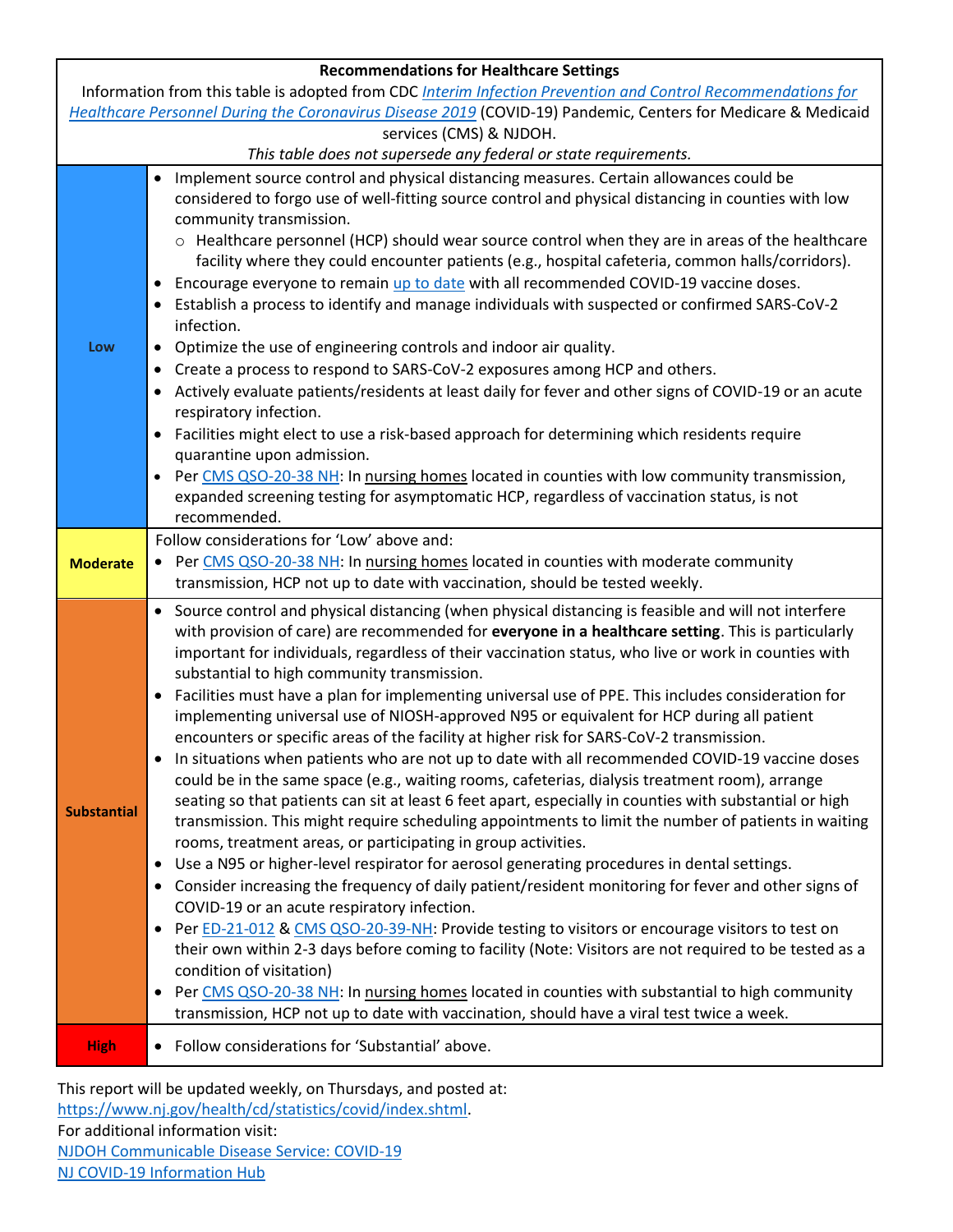| Recommendations for Healthcare Settings<br>Information from this table is adopted from CDC *[Interim Infection Prevention and Control Recommendations for Healthcare Personnel During the Coronavirus Disease 2019](#)* (COVID-19) Pandemic, Centers for Medicare & Medicaid services (CMS) & NJDOH.<br>*This table does not supersede any federal or state requirements.* | |
|---|---|
| **Low** | • Implement source control and physical distancing measures. Certain allowances could be considered to forgo use of well-fitting source control and physical distancing in counties with low community transmission.<br>&nbsp;&nbsp;&nbsp;&nbsp;○ Healthcare personnel (HCP) should wear source control when they are in areas of the healthcare facility where they could encounter patients (e.g., hospital cafeteria, common halls/corridors).<br>• Encourage everyone to remain up to date with all recommended COVID-19 vaccine doses.<br>• Establish a process to identify and manage individuals with suspected or confirmed SARS-CoV-2 infection.<br>• Optimize the use of engineering controls and indoor air quality.<br>• Create a process to respond to SARS-CoV-2 exposures among HCP and others.<br>• Actively evaluate patients/residents at least daily for fever and other signs of COVID-19 or an acute respiratory infection.<br>• Facilities might elect to use a risk-based approach for determining which residents require quarantine upon admission.<br>• Per CMS QSO-20-38 NH: In nursing homes located in counties with low community transmission, expanded screening testing for asymptomatic HCP, regardless of vaccination status, is not recommended. |
| **Moderate** | Follow considerations for 'Low' above and:<br>• Per CMS QSO-20-38 NH: In nursing homes located in counties with moderate community transmission, HCP not up to date with vaccination, should be tested weekly. |
| **Substantial** | • Source control and physical distancing (when physical distancing is feasible and will not interfere with provision of care) are recommended for **everyone in a healthcare setting**. This is particularly important for individuals, regardless of their vaccination status, who live or work in counties with substantial to high community transmission.<br>• Facilities must have a plan for implementing universal use of PPE. This includes consideration for implementing universal use of NIOSH-approved N95 or equivalent for HCP during all patient encounters or specific areas of the facility at higher risk for SARS-CoV-2 transmission.<br>• In situations when patients who are not up to date with all recommended COVID-19 vaccine doses could be in the same space (e.g., waiting rooms, cafeterias, dialysis treatment room), arrange seating so that patients can sit at least 6 feet apart, especially in counties with substantial or high transmission. This might require scheduling appointments to limit the number of patients in waiting rooms, treatment areas, or participating in group activities.<br>• Use a N95 or higher-level respirator for aerosol generating procedures in dental settings.<br>• Consider increasing the frequency of daily patient/resident monitoring for fever and other signs of COVID-19 or an acute respiratory infection.<br>• Per ED-21-012 & CMS QSO-20-39-NH: Provide testing to visitors or encourage visitors to test on their own within 2-3 days before coming to facility (Note: Visitors are not required to be tested as a condition of visitation)<br>• Per CMS QSO-20-38 NH: In nursing homes located in counties with substantial to high community transmission, HCP not up to date with vaccination, should have a viral test twice a week. |
| **High** | • Follow considerations for 'Substantial' above. |

This report will be updated weekly, on Thursdays, and posted at:
https://www.nj.gov/health/cd/statistics/covid/index.shtml.

For additional information visit:

NJDOH Communicable Disease Service: COVID-19

NJ COVID-19 Information Hub